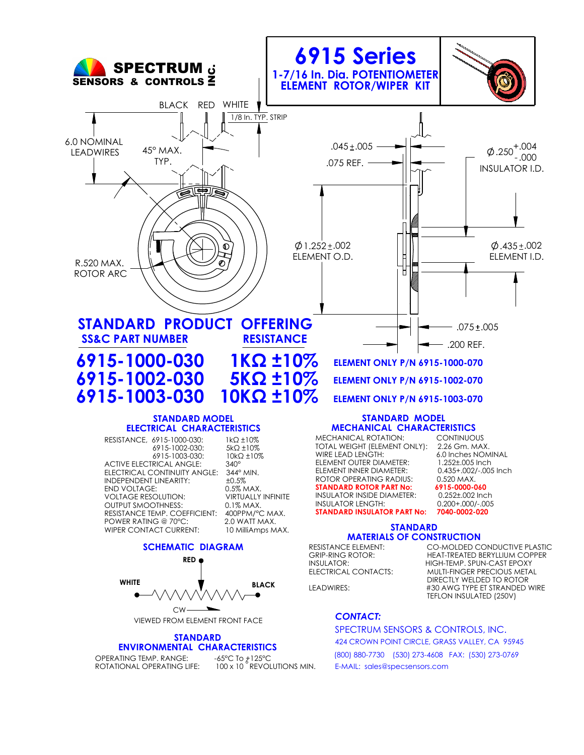**SPECTRUM SENSORS & CONTROLS INC.**

# 6915 Series

## 1-7/16 In. Dia. POTENTIOMETER ELEMENT ROTOR/WIPER KIT

BLACK RED WHITE

1/8 In. TYP. STRIP

6.0 NOMINAL LEADWIRES

45° MAX. TYP.

R.520 MAX. ROTOR ARC

Ø1.252±.002 ELEMENT O.D.

.045±.005

.075 REF.

Ø.250 +.004 / -.000 INSULATOR I.D.

Ø.435±.002 ELEMENT I.D.

.075±.005

.200 REF.

## STANDARD PRODUCT OFFERING

| SS&C PART NUMBER | RESISTANCE | |
|---|---|---|
| **6915-1000-030** | **1KΩ ±10%** | **ELEMENT ONLY P/N 6915-1000-070** |
| **6915-1002-030** | **5KΩ ±10%** | **ELEMENT ONLY P/N 6915-1002-070** |
| **6915-1003-030** | **10KΩ ±10%** | **ELEMENT ONLY P/N 6915-1003-070** |

### STANDARD MODEL ELECTRICAL CHARACTERISTICS

| | |
|---|---|
| RESISTANCE, 6915-1000-030: | 1kΩ ±10% |
| 6915-1002-030: | 5kΩ ±10% |
| 6915-1003-030: | 10kΩ ±10% |
| ACTIVE ELECTRICAL ANGLE: | 340° |
| ELECTRICAL CONTINUITY ANGLE: | 344° MIN. |
| INDEPENDENT LINEARITY: | ±0.5% |
| END VOLTAGE: | 0.5% MAX. |
| VOLTAGE RESOLUTION: | VIRTUALLY INFINITE |
| OUTPUT SMOOTHNESS: | 0.1% MAX. |
| RESISTANCE TEMP. COEFFICIENT: | 400PPM/°C MAX. |
| POWER RATING @ 70°C: | 2.0 WATT MAX. |
| WIPER CONTACT CURRENT: | 10 MilliAmps MAX. |

### STANDARD MODEL MECHANICAL CHARACTERISTICS

| | |
|---|---|
| MECHANICAL ROTATION: | CONTINUOUS |
| TOTAL WEIGHT (ELEMENT ONLY): | 2.26 Gm. MAX. |
| WIRE LEAD LENGTH: | 6.0 Inches NOMINAL |
| ELEMENT OUTER DIAMETER: | 1.252±.005 Inch |
| ELEMENT INNER DIAMETER: | 0.435+.002/-.005 Inch |
| ROTOR OPERATING RADIUS: | 0.520 MAX. |
| **STANDARD ROTOR PART No:** | **6915-0000-060** |
| INSULATOR INSIDE DIAMETER: | 0.252±.002 Inch |
| INSULATOR LENGTH: | 0.200+.000/-.005 |
| **STANDARD INSULATOR PART No:** | **7040-0002-020** |

### SCHEMATIC DIAGRAM

RED

WHITE — BLACK

CW

VIEWED FROM ELEMENT FRONT FACE

### STANDARD MATERIALS OF CONSTRUCTION

| | |
|---|---|
| RESISTANCE ELEMENT: | CO-MOLDED CONDUCTIVE PLASTIC |
| GRIP-RING ROTOR: | HEAT-TREATED BERYLLIUM COPPER |
| INSULATOR: | HIGH-TEMP. SPUN-CAST EPOXY |
| ELECTRICAL CONTACTS: | MULTI-FINGER PRECIOUS METAL DIRECTLY WELDED TO ROTOR |
| LEADWIRES: | #30 AWG TYPE ET STRANDED WIRE TEFLON INSULATED (250V) |

### STANDARD ENVIRONMENTAL CHARACTERISTICS

| | |
|---|---|
| OPERATING TEMP. RANGE: | -65°C To +125°C |
| ROTATIONAL OPERATING LIFE: | 100 x $10^6$ REVOLUTIONS MIN. |

***CONTACT:***

SPECTRUM SENSORS & CONTROLS, INC.

424 CROWN POINT CIRCLE, GRASS VALLEY, CA 95945

(800) 880-7730 (530) 273-4608 FAX: (530) 273-0769

E-MAIL: sales@specsensors.com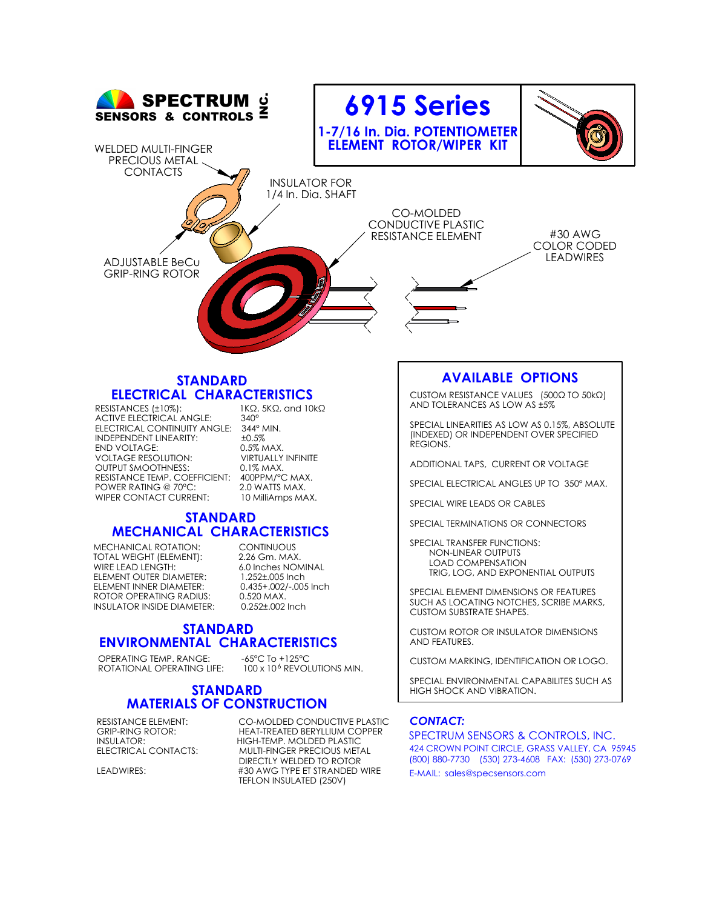**SPECTRUM SENSORS & CONTROLS INC.**

# 6915 Series

## 1-7/16 In. Dia. POTENTIOMETER ELEMENT ROTOR/WIPER KIT

WELDED MULTI-FINGER PRECIOUS METAL CONTACTS

INSULATOR FOR 1/4 In. Dia. SHAFT

CO-MOLDED CONDUCTIVE PLASTIC RESISTANCE ELEMENT

#30 AWG COLOR CODED LEADWIRES

ADJUSTABLE BeCu GRIP-RING ROTOR

## STANDARD ELECTRICAL CHARACTERISTICS

| | |
|---|---|
| RESISTANCES (±10%): | 1KΩ, 5KΩ, and 10kΩ |
| ACTIVE ELECTRICAL ANGLE: | 340° |
| ELECTRICAL CONTINUITY ANGLE: | 344° MIN. |
| INDEPENDENT LINEARITY: | ±0.5% |
| END VOLTAGE: | 0.5% MAX. |
| VOLTAGE RESOLUTION: | VIRTUALLY INFINITE |
| OUTPUT SMOOTHNESS: | 0.1% MAX. |
| RESISTANCE TEMP. COEFFICIENT: | 400PPM/°C MAX. |
| POWER RATING @ 70°C: | 2.0 WATTS MAX. |
| WIPER CONTACT CURRENT: | 10 MilliAmps MAX. |

## STANDARD MECHANICAL CHARACTERISTICS

| | |
|---|---|
| MECHANICAL ROTATION: | CONTINUOUS |
| TOTAL WEIGHT (ELEMENT): | 2.26 Gm. MAX. |
| WIRE LEAD LENGTH: | 6.0 Inches NOMINAL |
| ELEMENT OUTER DIAMETER: | 1.252±.005 Inch |
| ELEMENT INNER DIAMETER: | 0.435+.002/-.005 Inch |
| ROTOR OPERATING RADIUS: | 0.520 MAX. |
| INSULATOR INSIDE DIAMETER: | 0.252±.002 Inch |

## STANDARD ENVIRONMENTAL CHARACTERISTICS

| | |
|---|---|
| OPERATING TEMP. RANGE: | -65°C To +125°C |
| ROTATIONAL OPERATING LIFE: | 100 x $10^6$ REVOLUTIONS MIN. |

## STANDARD MATERIALS OF CONSTRUCTION

| | |
|---|---|
| RESISTANCE ELEMENT: | CO-MOLDED CONDUCTIVE PLASTIC |
| GRIP-RING ROTOR: | HEAT-TREATED BERYLLIUM COPPER |
| INSULATOR: | HIGH-TEMP. MOLDED PLASTIC |
| ELECTRICAL CONTACTS: | MULTI-FINGER PRECIOUS METAL DIRECTLY WELDED TO ROTOR |
| LEADWIRES: | #30 AWG TYPE ET STRANDED WIRE TEFLON INSULATED (250V) |

## AVAILABLE OPTIONS

CUSTOM RESISTANCE VALUES (500Ω TO 50kΩ) AND TOLERANCES AS LOW AS ±5%

SPECIAL LINEARITIES AS LOW AS 0.15%, ABSOLUTE (INDEXED) OR INDEPENDENT OVER SPECIFIED REGIONS.

ADDITIONAL TAPS, CURRENT OR VOLTAGE

SPECIAL ELECTRICAL ANGLES UP TO 350° MAX.

SPECIAL WIRE LEADS OR CABLES

SPECIAL TERMINATIONS OR CONNECTORS

SPECIAL TRANSFER FUNCTIONS:
- NON-LINEAR OUTPUTS
- LOAD COMPENSATION
- TRIG, LOG, AND EXPONENTIAL OUTPUTS

SPECIAL ELEMENT DIMENSIONS OR FEATURES SUCH AS LOCATING NOTCHES, SCRIBE MARKS, CUSTOM SUBSTRATE SHAPES.

CUSTOM ROTOR OR INSULATOR DIMENSIONS AND FEATURES.

CUSTOM MARKING, IDENTIFICATION OR LOGO.

SPECIAL ENVIRONMENTAL CAPABILITES SUCH AS HIGH SHOCK AND VIBRATION.

***CONTACT:***

SPECTRUM SENSORS & CONTROLS, INC.
424 CROWN POINT CIRCLE, GRASS VALLEY, CA 95945
(800) 880-7730 (530) 273-4608 FAX: (530) 273-0769
E-MAIL: sales@specsensors.com